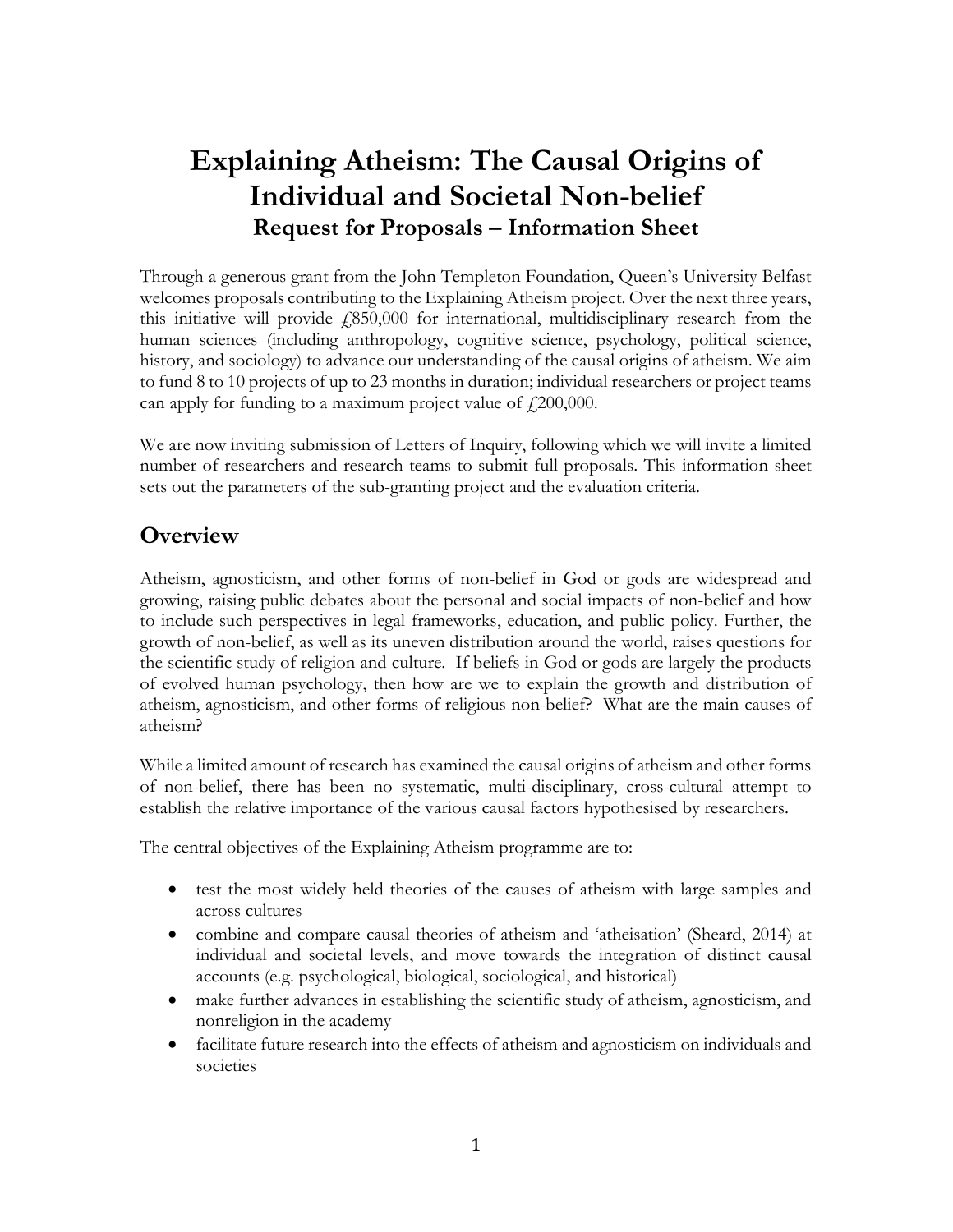# Explaining Atheism: The Causal Origins of Individual and Societal Non-belief

### Request for Proposals – Information Sheet

Through a generous grant from the John Templeton Foundation, Queen's University Belfast welcomes proposals contributing to the Explaining Atheism project. Over the next three years, this initiative will provide £850,000 for international, multidisciplinary research from the human sciences (including anthropology, cognitive science, psychology, political science, history, and sociology) to advance our understanding of the causal origins of atheism. We aim to fund 8 to 10 projects of up to 23 months in duration; individual researchers or project teams can apply for funding to a maximum project value of £200,000.

We are now inviting submission of Letters of Inquiry, following which we will invite a limited number of researchers and research teams to submit full proposals. This information sheet sets out the parameters of the sub-granting project and the evaluation criteria.

## Overview

Atheism, agnosticism, and other forms of non-belief in God or gods are widespread and growing, raising public debates about the personal and social impacts of non-belief and how to include such perspectives in legal frameworks, education, and public policy. Further, the growth of non-belief, as well as its uneven distribution around the world, raises questions for the scientific study of religion and culture. If beliefs in God or gods are largely the products of evolved human psychology, then how are we to explain the growth and distribution of atheism, agnosticism, and other forms of religious non-belief? What are the main causes of atheism?

While a limited amount of research has examined the causal origins of atheism and other forms of non-belief, there has been no systematic, multi-disciplinary, cross-cultural attempt to establish the relative importance of the various causal factors hypothesised by researchers.

The central objectives of the Explaining Atheism programme are to:

- test the most widely held theories of the causes of atheism with large samples and across cultures
- combine and compare causal theories of atheism and 'atheisation' (Sheard, 2014) at individual and societal levels, and move towards the integration of distinct causal accounts (e.g. psychological, biological, sociological, and historical)
- make further advances in establishing the scientific study of atheism, agnosticism, and nonreligion in the academy
- facilitate future research into the effects of atheism and agnosticism on individuals and societies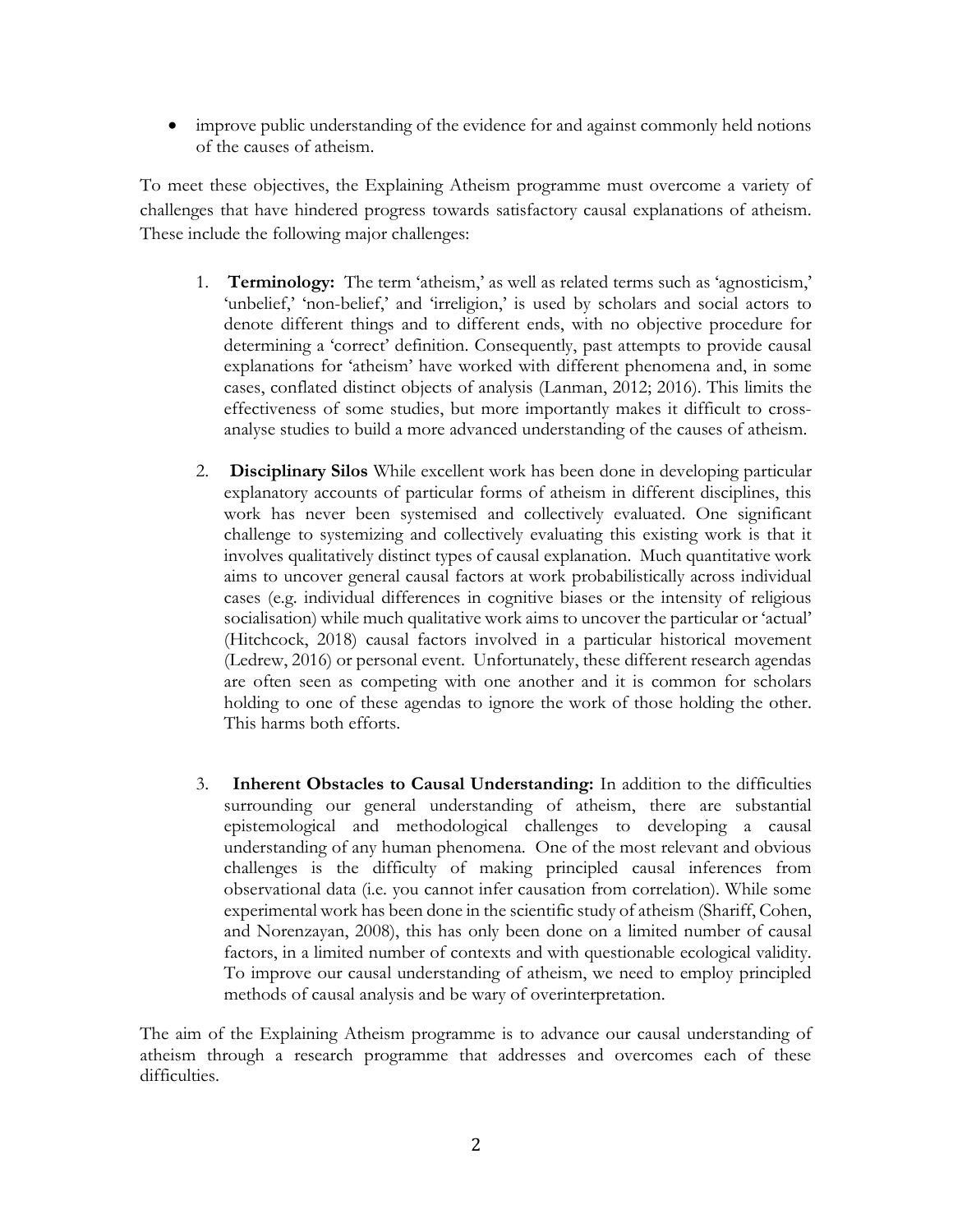- improve public understanding of the evidence for and against commonly held notions of the causes of atheism.

To meet these objectives, the Explaining Atheism programme must overcome a variety of challenges that have hindered progress towards satisfactory causal explanations of atheism. These include the following major challenges:

1. **Terminology:** The term 'atheism,' as well as related terms such as 'agnosticism,' 'unbelief,' 'non-belief,' and 'irreligion,' is used by scholars and social actors to denote different things and to different ends, with no objective procedure for determining a 'correct' definition. Consequently, past attempts to provide causal explanations for 'atheism' have worked with different phenomena and, in some cases, conflated distinct objects of analysis (Lanman, 2012; 2016). This limits the effectiveness of some studies, but more importantly makes it difficult to cross-analyse studies to build a more advanced understanding of the causes of atheism.

2. **Disciplinary Silos** While excellent work has been done in developing particular explanatory accounts of particular forms of atheism in different disciplines, this work has never been systemised and collectively evaluated. One significant challenge to systemizing and collectively evaluating this existing work is that it involves qualitatively distinct types of causal explanation. Much quantitative work aims to uncover general causal factors at work probabilistically across individual cases (e.g. individual differences in cognitive biases or the intensity of religious socialisation) while much qualitative work aims to uncover the particular or 'actual' (Hitchcock, 2018) causal factors involved in a particular historical movement (Ledrew, 2016) or personal event. Unfortunately, these different research agendas are often seen as competing with one another and it is common for scholars holding to one of these agendas to ignore the work of those holding the other. This harms both efforts.

3. **Inherent Obstacles to Causal Understanding:** In addition to the difficulties surrounding our general understanding of atheism, there are substantial epistemological and methodological challenges to developing a causal understanding of any human phenomena. One of the most relevant and obvious challenges is the difficulty of making principled causal inferences from observational data (i.e. you cannot infer causation from correlation). While some experimental work has been done in the scientific study of atheism (Shariff, Cohen, and Norenzayan, 2008), this has only been done on a limited number of causal factors, in a limited number of contexts and with questionable ecological validity. To improve our causal understanding of atheism, we need to employ principled methods of causal analysis and be wary of overinterpretation.

The aim of the Explaining Atheism programme is to advance our causal understanding of atheism through a research programme that addresses and overcomes each of these difficulties.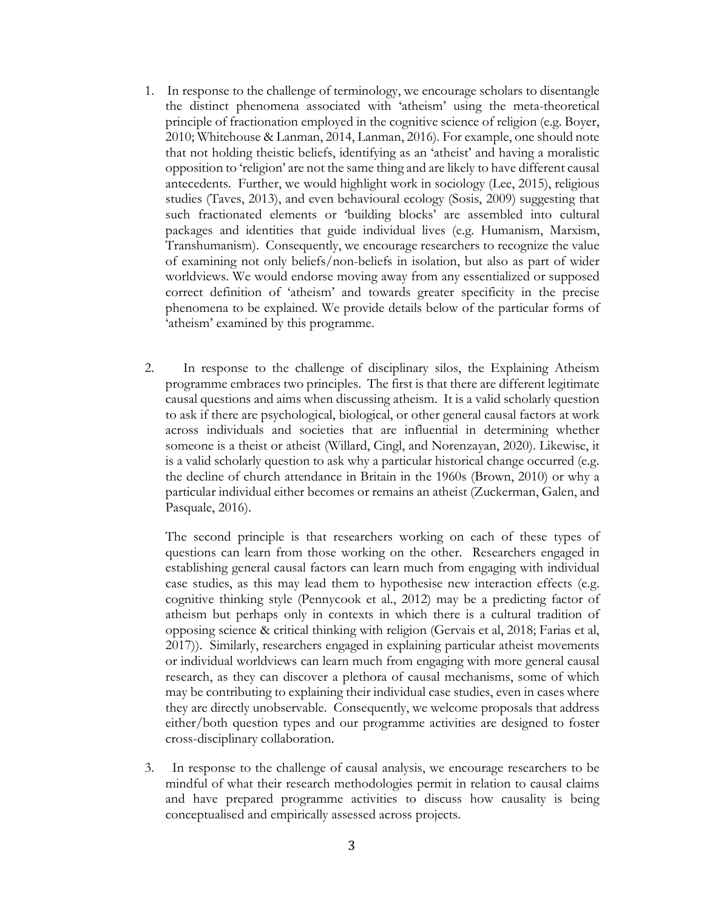1. In response to the challenge of terminology, we encourage scholars to disentangle the distinct phenomena associated with 'atheism' using the meta-theoretical principle of fractionation employed in the cognitive science of religion (e.g. Boyer, 2010; Whitehouse & Lanman, 2014, Lanman, 2016). For example, one should note that not holding theistic beliefs, identifying as an 'atheist' and having a moralistic opposition to 'religion' are not the same thing and are likely to have different causal antecedents. Further, we would highlight work in sociology (Lee, 2015), religious studies (Taves, 2013), and even behavioural ecology (Sosis, 2009) suggesting that such fractionated elements or 'building blocks' are assembled into cultural packages and identities that guide individual lives (e.g. Humanism, Marxism, Transhumanism). Consequently, we encourage researchers to recognize the value of examining not only beliefs/non-beliefs in isolation, but also as part of wider worldviews. We would endorse moving away from any essentialized or supposed correct definition of 'atheism' and towards greater specificity in the precise phenomena to be explained. We provide details below of the particular forms of 'atheism' examined by this programme.

2. In response to the challenge of disciplinary silos, the Explaining Atheism programme embraces two principles. The first is that there are different legitimate causal questions and aims when discussing atheism. It is a valid scholarly question to ask if there are psychological, biological, or other general causal factors at work across individuals and societies that are influential in determining whether someone is a theist or atheist (Willard, Cingl, and Norenzayan, 2020). Likewise, it is a valid scholarly question to ask why a particular historical change occurred (e.g. the decline of church attendance in Britain in the 1960s (Brown, 2010) or why a particular individual either becomes or remains an atheist (Zuckerman, Galen, and Pasquale, 2016).

   The second principle is that researchers working on each of these types of questions can learn from those working on the other. Researchers engaged in establishing general causal factors can learn much from engaging with individual case studies, as this may lead them to hypothesise new interaction effects (e.g. cognitive thinking style (Pennycook et al., 2012) may be a predicting factor of atheism but perhaps only in contexts in which there is a cultural tradition of opposing science & critical thinking with religion (Gervais et al, 2018; Farias et al, 2017)). Similarly, researchers engaged in explaining particular atheist movements or individual worldviews can learn much from engaging with more general causal research, as they can discover a plethora of causal mechanisms, some of which may be contributing to explaining their individual case studies, even in cases where they are directly unobservable. Consequently, we welcome proposals that address either/both question types and our programme activities are designed to foster cross-disciplinary collaboration.

3. In response to the challenge of causal analysis, we encourage researchers to be mindful of what their research methodologies permit in relation to causal claims and have prepared programme activities to discuss how causality is being conceptualised and empirically assessed across projects.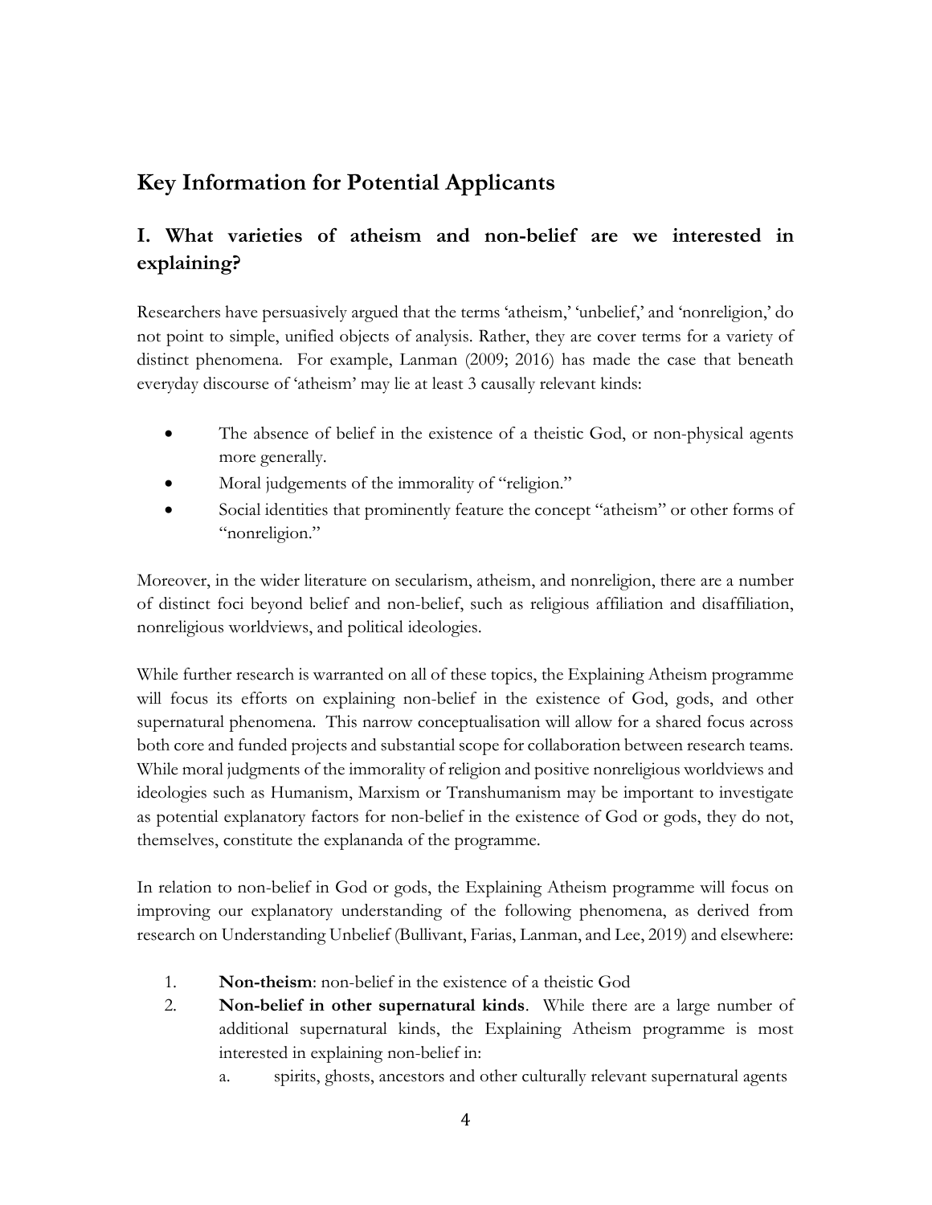## Key Information for Potential Applicants

### I. What varieties of atheism and non-belief are we interested in explaining?

Researchers have persuasively argued that the terms 'atheism,' 'unbelief,' and 'nonreligion,' do not point to simple, unified objects of analysis. Rather, they are cover terms for a variety of distinct phenomena. For example, Lanman (2009; 2016) has made the case that beneath everyday discourse of 'atheism' may lie at least 3 causally relevant kinds:

- The absence of belief in the existence of a theistic God, or non-physical agents more generally.
- Moral judgements of the immorality of "religion."
- Social identities that prominently feature the concept "atheism" or other forms of "nonreligion."

Moreover, in the wider literature on secularism, atheism, and nonreligion, there are a number of distinct foci beyond belief and non-belief, such as religious affiliation and disaffiliation, nonreligious worldviews, and political ideologies.

While further research is warranted on all of these topics, the Explaining Atheism programme will focus its efforts on explaining non-belief in the existence of God, gods, and other supernatural phenomena. This narrow conceptualisation will allow for a shared focus across both core and funded projects and substantial scope for collaboration between research teams. While moral judgments of the immorality of religion and positive nonreligious worldviews and ideologies such as Humanism, Marxism or Transhumanism may be important to investigate as potential explanatory factors for non-belief in the existence of God or gods, they do not, themselves, constitute the explananda of the programme.

In relation to non-belief in God or gods, the Explaining Atheism programme will focus on improving our explanatory understanding of the following phenomena, as derived from research on Understanding Unbelief (Bullivant, Farias, Lanman, and Lee, 2019) and elsewhere:

1. **Non-theism**: non-belief in the existence of a theistic God
2. **Non-belief in other supernatural kinds**. While there are a large number of additional supernatural kinds, the Explaining Atheism programme is most interested in explaining non-belief in:
    a. spirits, ghosts, ancestors and other culturally relevant supernatural agents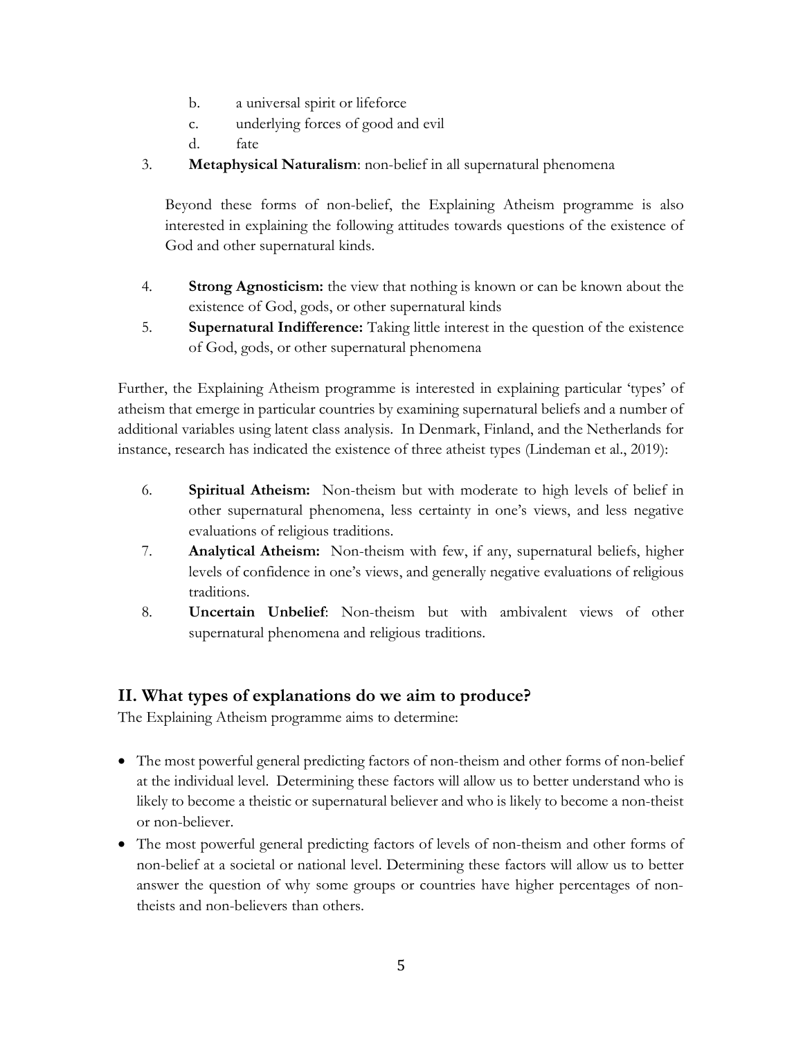b. a universal spirit or lifeforce
c. underlying forces of good and evil
d. fate

3. **Metaphysical Naturalism**: non-belief in all supernatural phenomena

Beyond these forms of non-belief, the Explaining Atheism programme is also interested in explaining the following attitudes towards questions of the existence of God and other supernatural kinds.

4. **Strong Agnosticism:** the view that nothing is known or can be known about the existence of God, gods, or other supernatural kinds
5. **Supernatural Indifference:** Taking little interest in the question of the existence of God, gods, or other supernatural phenomena

Further, the Explaining Atheism programme is interested in explaining particular 'types' of atheism that emerge in particular countries by examining supernatural beliefs and a number of additional variables using latent class analysis. In Denmark, Finland, and the Netherlands for instance, research has indicated the existence of three atheist types (Lindeman et al., 2019):

6. **Spiritual Atheism:** Non-theism but with moderate to high levels of belief in other supernatural phenomena, less certainty in one's views, and less negative evaluations of religious traditions.
7. **Analytical Atheism:** Non-theism with few, if any, supernatural beliefs, higher levels of confidence in one's views, and generally negative evaluations of religious traditions.
8. **Uncertain Unbelief**: Non-theism but with ambivalent views of other supernatural phenomena and religious traditions.

## II. What types of explanations do we aim to produce?

The Explaining Atheism programme aims to determine:

- The most powerful general predicting factors of non-theism and other forms of non-belief at the individual level. Determining these factors will allow us to better understand who is likely to become a theistic or supernatural believer and who is likely to become a non-theist or non-believer.
- The most powerful general predicting factors of levels of non-theism and other forms of non-belief at a societal or national level. Determining these factors will allow us to better answer the question of why some groups or countries have higher percentages of non-theists and non-believers than others.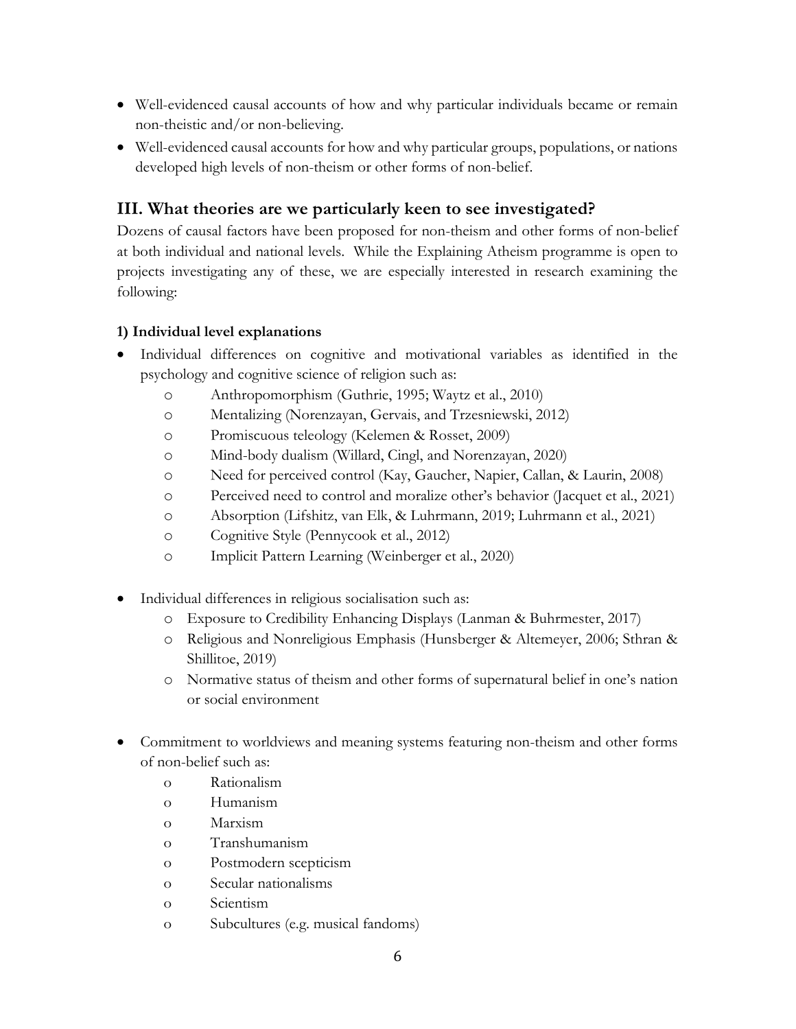- Well-evidenced causal accounts of how and why particular individuals became or remain non-theistic and/or non-believing.
- Well-evidenced causal accounts for how and why particular groups, populations, or nations developed high levels of non-theism or other forms of non-belief.

## III. What theories are we particularly keen to see investigated?

Dozens of causal factors have been proposed for non-theism and other forms of non-belief at both individual and national levels. While the Explaining Atheism programme is open to projects investigating any of these, we are especially interested in research examining the following:

### 1) Individual level explanations

- Individual differences on cognitive and motivational variables as identified in the psychology and cognitive science of religion such as:
  - Anthropomorphism (Guthrie, 1995; Waytz et al., 2010)
  - Mentalizing (Norenzayan, Gervais, and Trzesniewski, 2012)
  - Promiscuous teleology (Kelemen & Rosset, 2009)
  - Mind-body dualism (Willard, Cingl, and Norenzayan, 2020)
  - Need for perceived control (Kay, Gaucher, Napier, Callan, & Laurin, 2008)
  - Perceived need to control and moralize other's behavior (Jacquet et al., 2021)
  - Absorption (Lifshitz, van Elk, & Luhrmann, 2019; Luhrmann et al., 2021)
  - Cognitive Style (Pennycook et al., 2012)
  - Implicit Pattern Learning (Weinberger et al., 2020)

- Individual differences in religious socialisation such as:
  - Exposure to Credibility Enhancing Displays (Lanman & Buhrmester, 2017)
  - Religious and Nonreligious Emphasis (Hunsberger & Altemeyer, 2006; Sthran & Shillitoe, 2019)
  - Normative status of theism and other forms of supernatural belief in one's nation or social environment

- Commitment to worldviews and meaning systems featuring non-theism and other forms of non-belief such as:
  - Rationalism
  - Humanism
  - Marxism
  - Transhumanism
  - Postmodern scepticism
  - Secular nationalisms
  - Scientism
  - Subcultures (e.g. musical fandoms)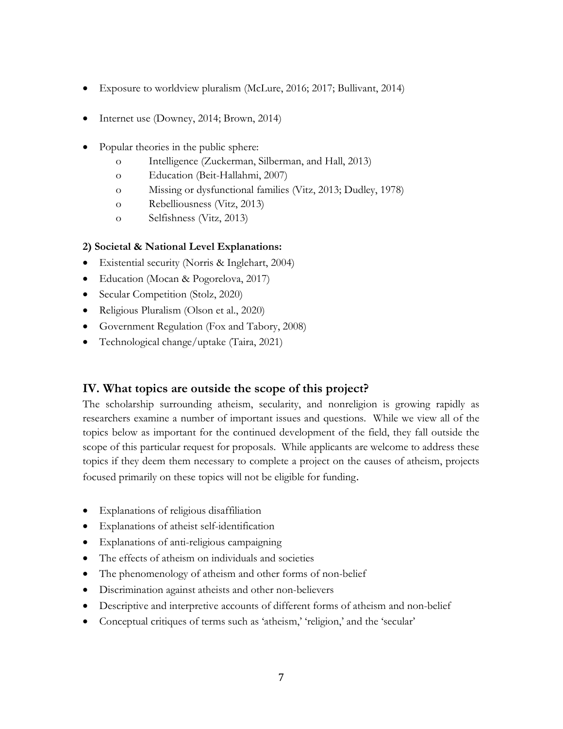- Exposure to worldview pluralism (McLure, 2016; 2017; Bullivant, 2014)
- Internet use (Downey, 2014; Brown, 2014)
- Popular theories in the public sphere:
  - Intelligence (Zuckerman, Silberman, and Hall, 2013)
  - Education (Beit-Hallahmi, 2007)
  - Missing or dysfunctional families (Vitz, 2013; Dudley, 1978)
  - Rebelliousness (Vitz, 2013)
  - Selfishness (Vitz, 2013)

**2) Societal & National Level Explanations:**

- Existential security (Norris & Inglehart, 2004)
- Education (Mocan & Pogorelova, 2017)
- Secular Competition (Stolz, 2020)
- Religious Pluralism (Olson et al., 2020)
- Government Regulation (Fox and Tabory, 2008)
- Technological change/uptake (Taira, 2021)

## IV. What topics are outside the scope of this project?

The scholarship surrounding atheism, secularity, and nonreligion is growing rapidly as researchers examine a number of important issues and questions. While we view all of the topics below as important for the continued development of the field, they fall outside the scope of this particular request for proposals. While applicants are welcome to address these topics if they deem them necessary to complete a project on the causes of atheism, projects focused primarily on these topics will not be eligible for funding.

- Explanations of religious disaffiliation
- Explanations of atheist self-identification
- Explanations of anti-religious campaigning
- The effects of atheism on individuals and societies
- The phenomenology of atheism and other forms of non-belief
- Discrimination against atheists and other non-believers
- Descriptive and interpretive accounts of different forms of atheism and non-belief
- Conceptual critiques of terms such as 'atheism,' 'religion,' and the 'secular'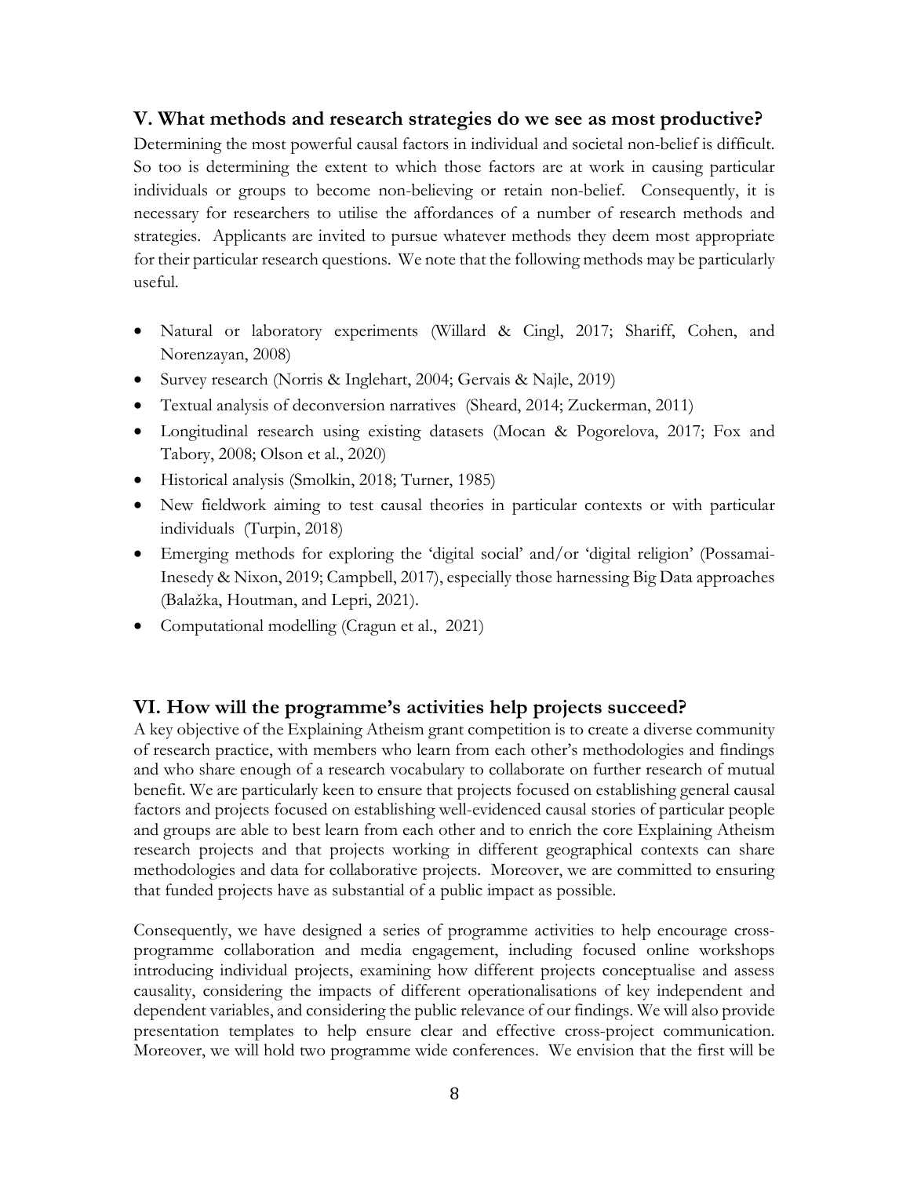## V. What methods and research strategies do we see as most productive?

Determining the most powerful causal factors in individual and societal non-belief is difficult. So too is determining the extent to which those factors are at work in causing particular individuals or groups to become non-believing or retain non-belief. Consequently, it is necessary for researchers to utilise the affordances of a number of research methods and strategies. Applicants are invited to pursue whatever methods they deem most appropriate for their particular research questions. We note that the following methods may be particularly useful.

- Natural or laboratory experiments (Willard & Cingl, 2017; Shariff, Cohen, and Norenzayan, 2008)
- Survey research (Norris & Inglehart, 2004; Gervais & Najle, 2019)
- Textual analysis of deconversion narratives (Sheard, 2014; Zuckerman, 2011)
- Longitudinal research using existing datasets (Mocan & Pogorelova, 2017; Fox and Tabory, 2008; Olson et al., 2020)
- Historical analysis (Smolkin, 2018; Turner, 1985)
- New fieldwork aiming to test causal theories in particular contexts or with particular individuals (Turpin, 2018)
- Emerging methods for exploring the 'digital social' and/or 'digital religion' (Possamai-Inesedy & Nixon, 2019; Campbell, 2017), especially those harnessing Big Data approaches (Balažka, Houtman, and Lepri, 2021).
- Computational modelling (Cragun et al., 2021)

## VI. How will the programme's activities help projects succeed?

A key objective of the Explaining Atheism grant competition is to create a diverse community of research practice, with members who learn from each other's methodologies and findings and who share enough of a research vocabulary to collaborate on further research of mutual benefit. We are particularly keen to ensure that projects focused on establishing general causal factors and projects focused on establishing well-evidenced causal stories of particular people and groups are able to best learn from each other and to enrich the core Explaining Atheism research projects and that projects working in different geographical contexts can share methodologies and data for collaborative projects. Moreover, we are committed to ensuring that funded projects have as substantial of a public impact as possible.

Consequently, we have designed a series of programme activities to help encourage cross-programme collaboration and media engagement, including focused online workshops introducing individual projects, examining how different projects conceptualise and assess causality, considering the impacts of different operationalisations of key independent and dependent variables, and considering the public relevance of our findings. We will also provide presentation templates to help ensure clear and effective cross-project communication. Moreover, we will hold two programme wide conferences. We envision that the first will be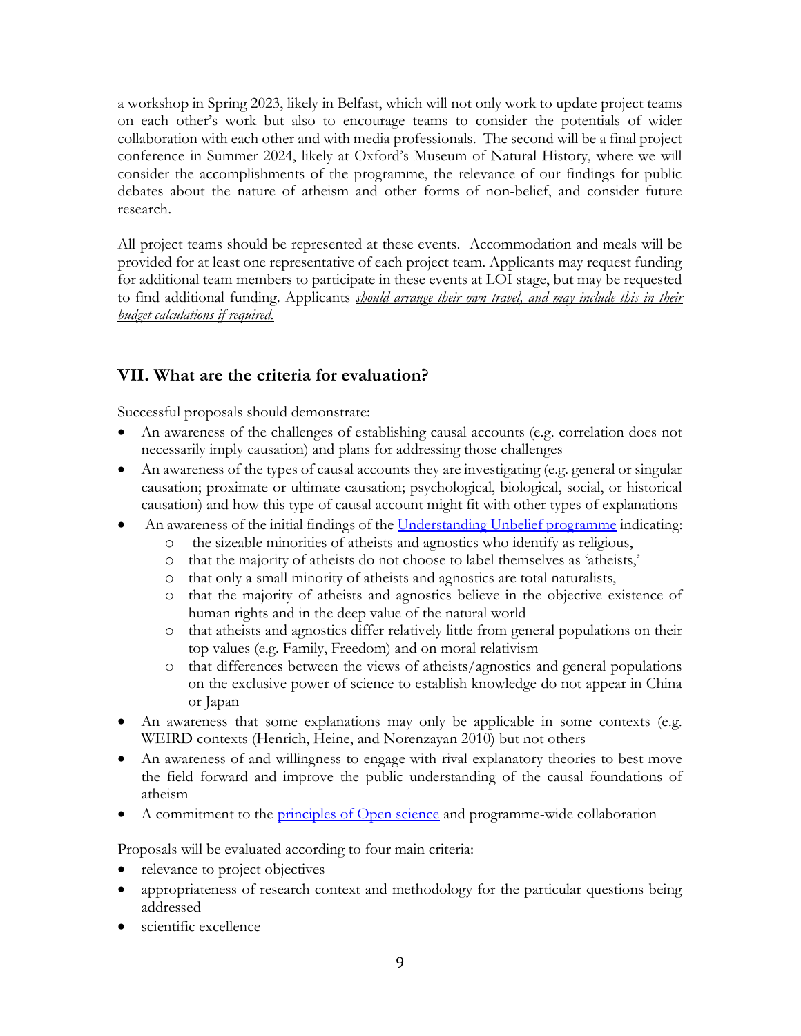a workshop in Spring 2023, likely in Belfast, which will not only work to update project teams on each other's work but also to encourage teams to consider the potentials of wider collaboration with each other and with media professionals. The second will be a final project conference in Summer 2024, likely at Oxford's Museum of Natural History, where we will consider the accomplishments of the programme, the relevance of our findings for public debates about the nature of atheism and other forms of non-belief, and consider future research.

All project teams should be represented at these events. Accommodation and meals will be provided for at least one representative of each project team. Applicants may request funding for additional team members to participate in these events at LOI stage, but may be requested to find additional funding. Applicants ***should arrange their own travel, and may include this in their budget calculations if required.***

## VII. What are the criteria for evaluation?

Successful proposals should demonstrate:

- An awareness of the challenges of establishing causal accounts (e.g. correlation does not necessarily imply causation) and plans for addressing those challenges
- An awareness of the types of causal accounts they are investigating (e.g. general or singular causation; proximate or ultimate causation; psychological, biological, social, or historical causation) and how this type of causal account might fit with other types of explanations
- An awareness of the initial findings of the [Understanding Unbelief programme]() indicating:
  - the sizeable minorities of atheists and agnostics who identify as religious,
  - that the majority of atheists do not choose to label themselves as 'atheists,'
  - that only a small minority of atheists and agnostics are total naturalists,
  - that the majority of atheists and agnostics believe in the objective existence of human rights and in the deep value of the natural world
  - that atheists and agnostics differ relatively little from general populations on their top values (e.g. Family, Freedom) and on moral relativism
  - that differences between the views of atheists/agnostics and general populations on the exclusive power of science to establish knowledge do not appear in China or Japan
- An awareness that some explanations may only be applicable in some contexts (e.g. WEIRD contexts (Henrich, Heine, and Norenzayan 2010) but not others
- An awareness of and willingness to engage with rival explanatory theories to best move the field forward and improve the public understanding of the causal foundations of atheism
- A commitment to the [principles of Open science]() and programme-wide collaboration

Proposals will be evaluated according to four main criteria:

- relevance to project objectives
- appropriateness of research context and methodology for the particular questions being addressed
- scientific excellence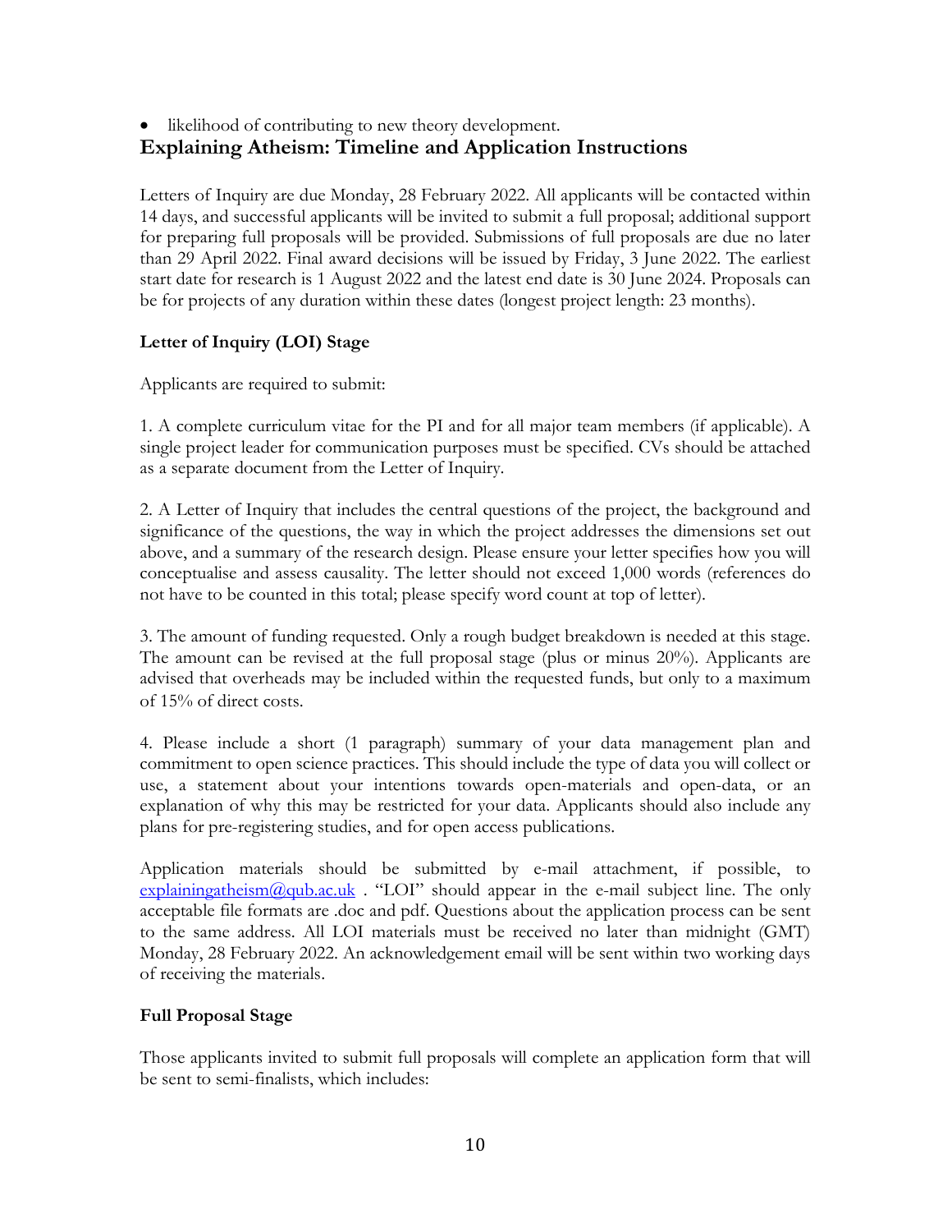- likelihood of contributing to new theory development.

## Explaining Atheism: Timeline and Application Instructions

Letters of Inquiry are due Monday, 28 February 2022. All applicants will be contacted within 14 days, and successful applicants will be invited to submit a full proposal; additional support for preparing full proposals will be provided. Submissions of full proposals are due no later than 29 April 2022. Final award decisions will be issued by Friday, 3 June 2022. The earliest start date for research is 1 August 2022 and the latest end date is 30 June 2024. Proposals can be for projects of any duration within these dates (longest project length: 23 months).

### Letter of Inquiry (LOI) Stage

Applicants are required to submit:

1. A complete curriculum vitae for the PI and for all major team members (if applicable). A single project leader for communication purposes must be specified. CVs should be attached as a separate document from the Letter of Inquiry.

2. A Letter of Inquiry that includes the central questions of the project, the background and significance of the questions, the way in which the project addresses the dimensions set out above, and a summary of the research design. Please ensure your letter specifies how you will conceptualise and assess causality. The letter should not exceed 1,000 words (references do not have to be counted in this total; please specify word count at top of letter).

3. The amount of funding requested. Only a rough budget breakdown is needed at this stage. The amount can be revised at the full proposal stage (plus or minus 20%). Applicants are advised that overheads may be included within the requested funds, but only to a maximum of 15% of direct costs.

4. Please include a short (1 paragraph) summary of your data management plan and commitment to open science practices. This should include the type of data you will collect or use, a statement about your intentions towards open-materials and open-data, or an explanation of why this may be restricted for your data. Applicants should also include any plans for pre-registering studies, and for open access publications.

Application materials should be submitted by e-mail attachment, if possible, to explainingatheism@qub.ac.uk . "LOI" should appear in the e-mail subject line. The only acceptable file formats are .doc and pdf. Questions about the application process can be sent to the same address. All LOI materials must be received no later than midnight (GMT) Monday, 28 February 2022. An acknowledgement email will be sent within two working days of receiving the materials.

### Full Proposal Stage

Those applicants invited to submit full proposals will complete an application form that will be sent to semi-finalists, which includes: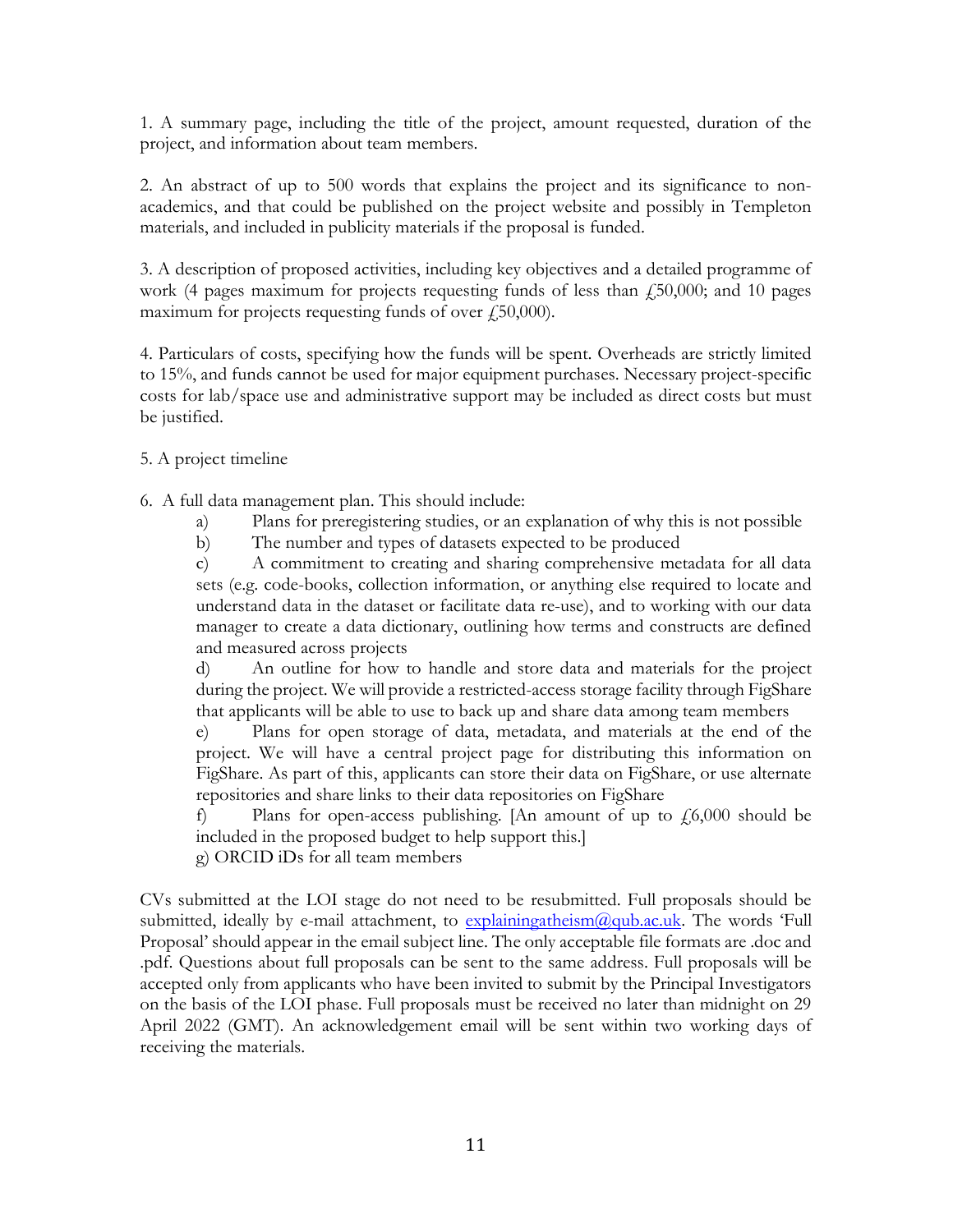1. A summary page, including the title of the project, amount requested, duration of the project, and information about team members.

2. An abstract of up to 500 words that explains the project and its significance to non-academics, and that could be published on the project website and possibly in Templeton materials, and included in publicity materials if the proposal is funded.

3. A description of proposed activities, including key objectives and a detailed programme of work (4 pages maximum for projects requesting funds of less than £50,000; and 10 pages maximum for projects requesting funds of over £50,000).

4. Particulars of costs, specifying how the funds will be spent. Overheads are strictly limited to 15%, and funds cannot be used for major equipment purchases. Necessary project-specific costs for lab/space use and administrative support may be included as direct costs but must be justified.

5. A project timeline

6. A full data management plan. This should include:
   - a) Plans for preregistering studies, or an explanation of why this is not possible
   - b) The number and types of datasets expected to be produced
   - c) A commitment to creating and sharing comprehensive metadata for all data sets (e.g. code-books, collection information, or anything else required to locate and understand data in the dataset or facilitate data re-use), and to working with our data manager to create a data dictionary, outlining how terms and constructs are defined and measured across projects
   - d) An outline for how to handle and store data and materials for the project during the project. We will provide a restricted-access storage facility through FigShare that applicants will be able to use to back up and share data among team members
   - e) Plans for open storage of data, metadata, and materials at the end of the project. We will have a central project page for distributing this information on FigShare. As part of this, applicants can store their data on FigShare, or use alternate repositories and share links to their data repositories on FigShare
   - f) Plans for open-access publishing. [An amount of up to £6,000 should be included in the proposed budget to help support this.]
   - g) ORCID iDs for all team members

CVs submitted at the LOI stage do not need to be resubmitted. Full proposals should be submitted, ideally by e-mail attachment, to explainingatheism@qub.ac.uk. The words 'Full Proposal' should appear in the email subject line. The only acceptable file formats are .doc and .pdf. Questions about full proposals can be sent to the same address. Full proposals will be accepted only from applicants who have been invited to submit by the Principal Investigators on the basis of the LOI phase. Full proposals must be received no later than midnight on 29 April 2022 (GMT). An acknowledgement email will be sent within two working days of receiving the materials.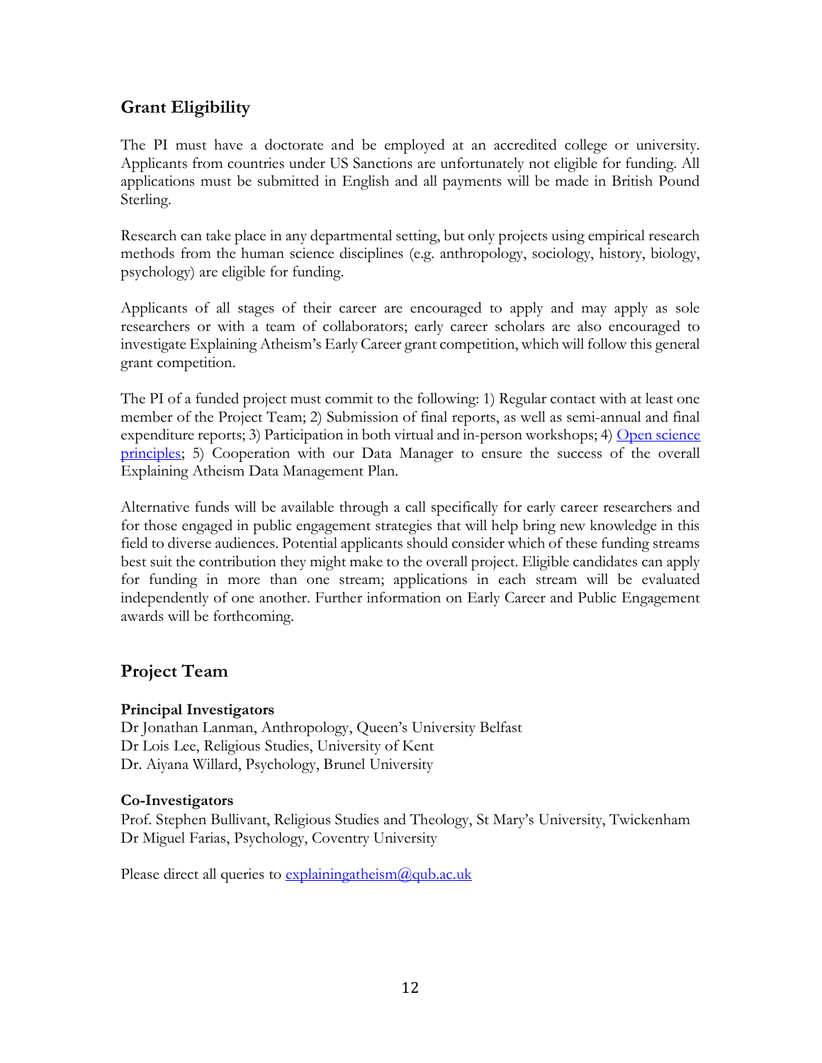## Grant Eligibility

The PI must have a doctorate and be employed at an accredited college or university. Applicants from countries under US Sanctions are unfortunately not eligible for funding. All applications must be submitted in English and all payments will be made in British Pound Sterling.

Research can take place in any departmental setting, but only projects using empirical research methods from the human science disciplines (e.g. anthropology, sociology, history, biology, psychology) are eligible for funding.

Applicants of all stages of their career are encouraged to apply and may apply as sole researchers or with a team of collaborators; early career scholars are also encouraged to investigate Explaining Atheism's Early Career grant competition, which will follow this general grant competition.

The PI of a funded project must commit to the following: 1) Regular contact with at least one member of the Project Team; 2) Submission of final reports, as well as semi-annual and final expenditure reports; 3) Participation in both virtual and in-person workshops; 4) Open science principles; 5) Cooperation with our Data Manager to ensure the success of the overall Explaining Atheism Data Management Plan.

Alternative funds will be available through a call specifically for early career researchers and for those engaged in public engagement strategies that will help bring new knowledge in this field to diverse audiences. Potential applicants should consider which of these funding streams best suit the contribution they might make to the overall project. Eligible candidates can apply for funding in more than one stream; applications in each stream will be evaluated independently of one another. Further information on Early Career and Public Engagement awards will be forthcoming.

## Project Team

**Principal Investigators**
Dr Jonathan Lanman, Anthropology, Queen's University Belfast
Dr Lois Lee, Religious Studies, University of Kent
Dr. Aiyana Willard, Psychology, Brunel University

**Co-Investigators**
Prof. Stephen Bullivant, Religious Studies and Theology, St Mary's University, Twickenham
Dr Miguel Farias, Psychology, Coventry University

Please direct all queries to explainingatheism@qub.ac.uk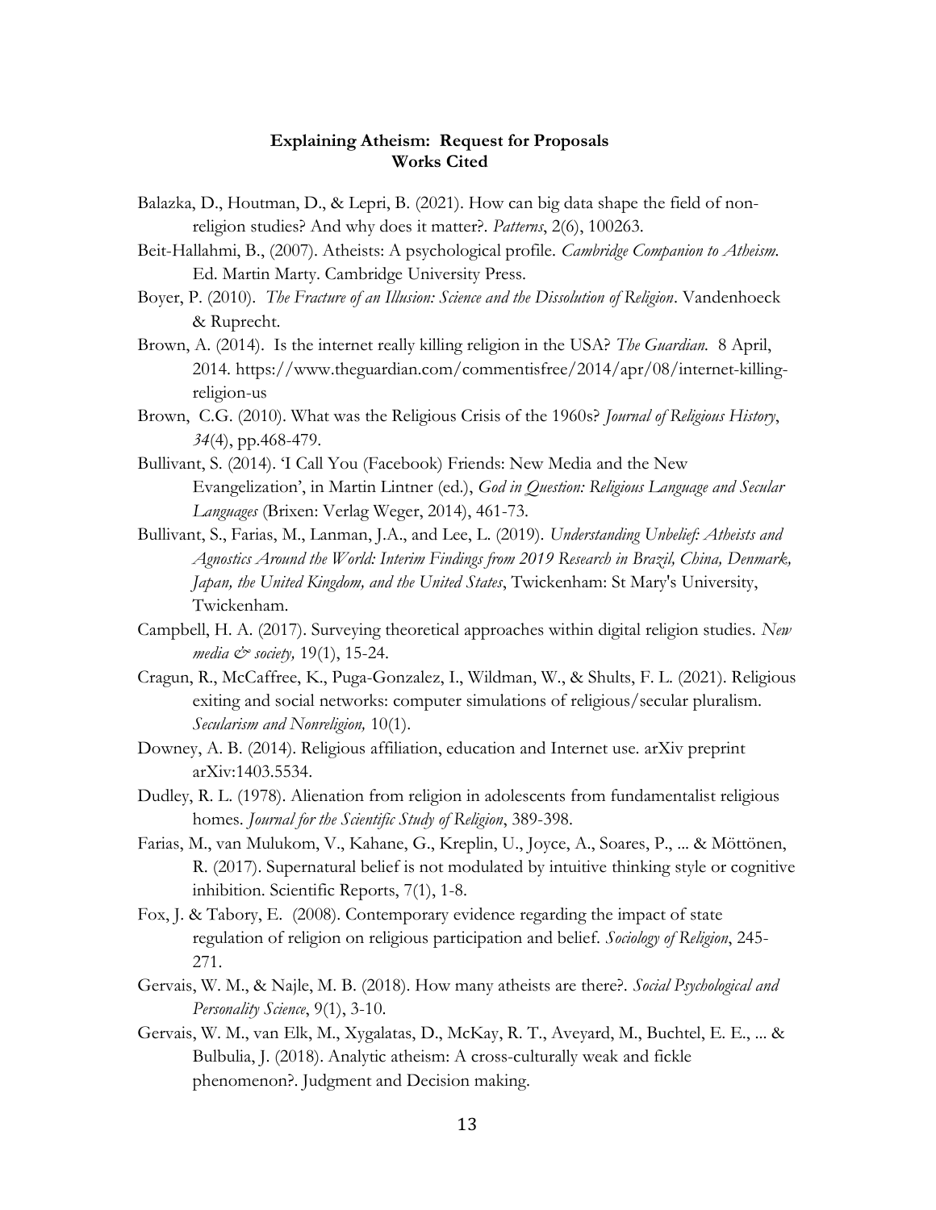**Explaining Atheism: Request for Proposals**
**Works Cited**

Balazka, D., Houtman, D., & Lepri, B. (2021). How can big data shape the field of non-religion studies? And why does it matter?. *Patterns*, 2(6), 100263.

Beit-Hallahmi, B., (2007). Atheists: A psychological profile. *Cambridge Companion to Atheism.* Ed. Martin Marty. Cambridge University Press.

Boyer, P. (2010). *The Fracture of an Illusion: Science and the Dissolution of Religion*. Vandenhoeck & Ruprecht.

Brown, A. (2014). Is the internet really killing religion in the USA? *The Guardian.* 8 April, 2014. https://www.theguardian.com/commentisfree/2014/apr/08/internet-killing-religion-us

Brown, C.G. (2010). What was the Religious Crisis of the 1960s? *Journal of Religious History*, *34*(4), pp.468-479.

Bullivant, S. (2014). 'I Call You (Facebook) Friends: New Media and the New Evangelization', in Martin Lintner (ed.), *God in Question: Religious Language and Secular Languages* (Brixen: Verlag Weger, 2014), 461-73.

Bullivant, S., Farias, M., Lanman, J.A., and Lee, L. (2019). *Understanding Unbelief: Atheists and Agnostics Around the World: Interim Findings from 2019 Research in Brazil, China, Denmark, Japan, the United Kingdom, and the United States*, Twickenham: St Mary's University, Twickenham.

Campbell, H. A. (2017). Surveying theoretical approaches within digital religion studies. *New media & society,* 19(1), 15-24.

Cragun, R., McCaffree, K., Puga-Gonzalez, I., Wildman, W., & Shults, F. L. (2021). Religious exiting and social networks: computer simulations of religious/secular pluralism. *Secularism and Nonreligion,* 10(1).

Downey, A. B. (2014). Religious affiliation, education and Internet use. arXiv preprint arXiv:1403.5534.

Dudley, R. L. (1978). Alienation from religion in adolescents from fundamentalist religious homes. *Journal for the Scientific Study of Religion*, 389-398.

Farias, M., van Mulukom, V., Kahane, G., Kreplin, U., Joyce, A., Soares, P., ... & Möttönen, R. (2017). Supernatural belief is not modulated by intuitive thinking style or cognitive inhibition. Scientific Reports, 7(1), 1-8.

Fox, J. & Tabory, E. (2008). Contemporary evidence regarding the impact of state regulation of religion on religious participation and belief. *Sociology of Religion*, 245-271.

Gervais, W. M., & Najle, M. B. (2018). How many atheists are there?. *Social Psychological and Personality Science*, 9(1), 3-10.

Gervais, W. M., van Elk, M., Xygalatas, D., McKay, R. T., Aveyard, M., Buchtel, E. E., ... & Bulbulia, J. (2018). Analytic atheism: A cross-culturally weak and fickle phenomenon?. Judgment and Decision making.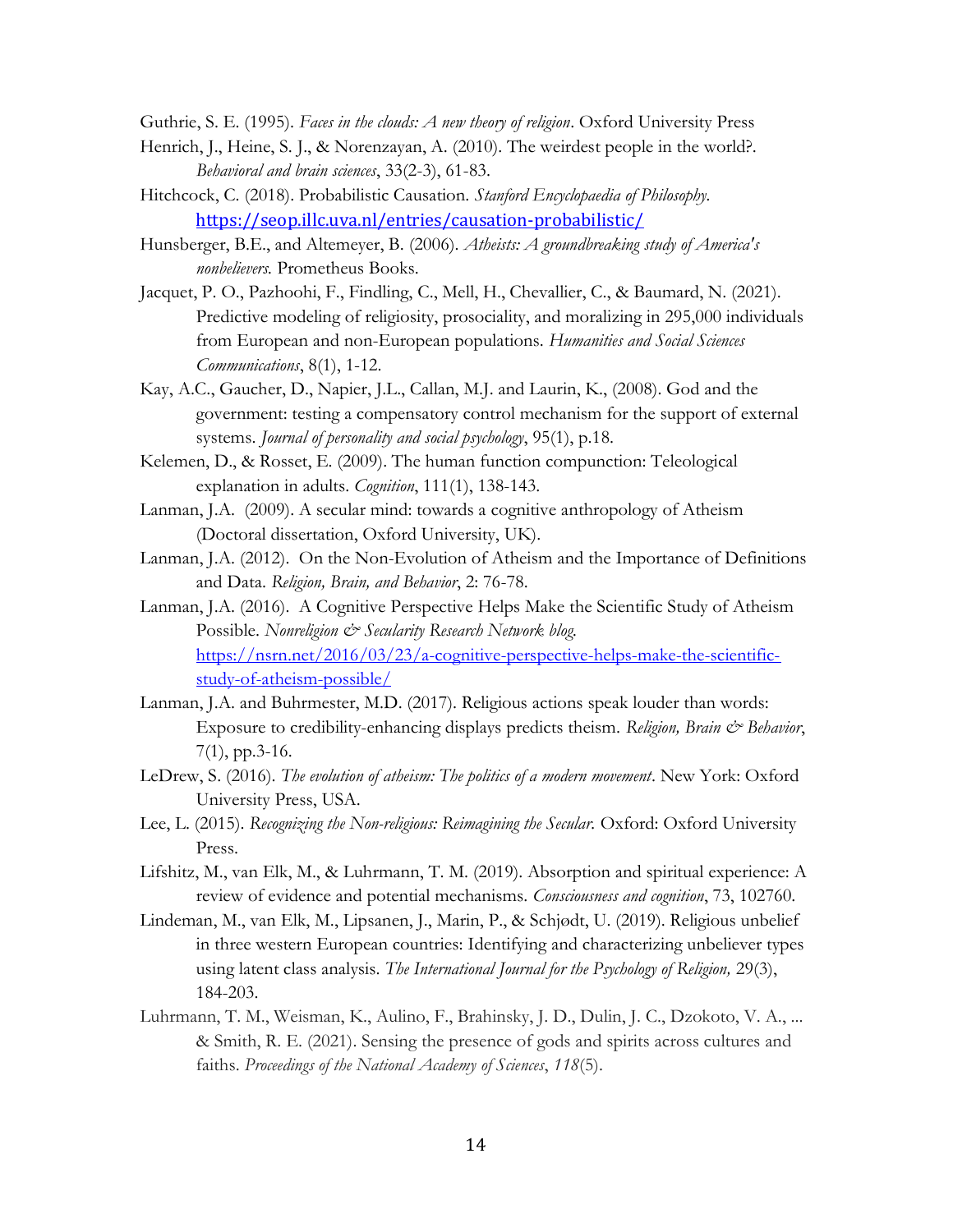Guthrie, S. E. (1995). *Faces in the clouds: A new theory of religion*. Oxford University Press

Henrich, J., Heine, S. J., & Norenzayan, A. (2010). The weirdest people in the world?. *Behavioral and brain sciences*, 33(2-3), 61-83.

Hitchcock, C. (2018). Probabilistic Causation. *Stanford Encyclopaedia of Philosophy.* https://seop.illc.uva.nl/entries/causation-probabilistic/

Hunsberger, B.E., and Altemeyer, B. (2006). *Atheists: A groundbreaking study of America's nonbelievers.* Prometheus Books.

Jacquet, P. O., Pazhoohi, F., Findling, C., Mell, H., Chevallier, C., & Baumard, N. (2021). Predictive modeling of religiosity, prosociality, and moralizing in 295,000 individuals from European and non-European populations. *Humanities and Social Sciences Communications*, 8(1), 1-12.

Kay, A.C., Gaucher, D., Napier, J.L., Callan, M.J. and Laurin, K., (2008). God and the government: testing a compensatory control mechanism for the support of external systems. *Journal of personality and social psychology*, 95(1), p.18.

Kelemen, D., & Rosset, E. (2009). The human function compunction: Teleological explanation in adults. *Cognition*, 111(1), 138-143.

Lanman, J.A. (2009). A secular mind: towards a cognitive anthropology of Atheism (Doctoral dissertation, Oxford University, UK).

Lanman, J.A. (2012). On the Non-Evolution of Atheism and the Importance of Definitions and Data. *Religion, Brain, and Behavior*, 2: 76-78.

Lanman, J.A. (2016). A Cognitive Perspective Helps Make the Scientific Study of Atheism Possible. *Nonreligion & Secularity Research Network blog.* https://nsrn.net/2016/03/23/a-cognitive-perspective-helps-make-the-scientific-study-of-atheism-possible/

Lanman, J.A. and Buhrmester, M.D. (2017). Religious actions speak louder than words: Exposure to credibility-enhancing displays predicts theism. *Religion, Brain & Behavior*, 7(1), pp.3-16.

LeDrew, S. (2016). *The evolution of atheism: The politics of a modern movement*. New York: Oxford University Press, USA.

Lee, L. (2015). *Recognizing the Non-religious: Reimagining the Secular.* Oxford: Oxford University Press.

Lifshitz, M., van Elk, M., & Luhrmann, T. M. (2019). Absorption and spiritual experience: A review of evidence and potential mechanisms. *Consciousness and cognition*, 73, 102760.

Lindeman, M., van Elk, M., Lipsanen, J., Marin, P., & Schjødt, U. (2019). Religious unbelief in three western European countries: Identifying and characterizing unbeliever types using latent class analysis. *The International Journal for the Psychology of Religion,* 29(3), 184-203.

Luhrmann, T. M., Weisman, K., Aulino, F., Brahinsky, J. D., Dulin, J. C., Dzokoto, V. A., ... & Smith, R. E. (2021). Sensing the presence of gods and spirits across cultures and faiths. *Proceedings of the National Academy of Sciences*, *118*(5).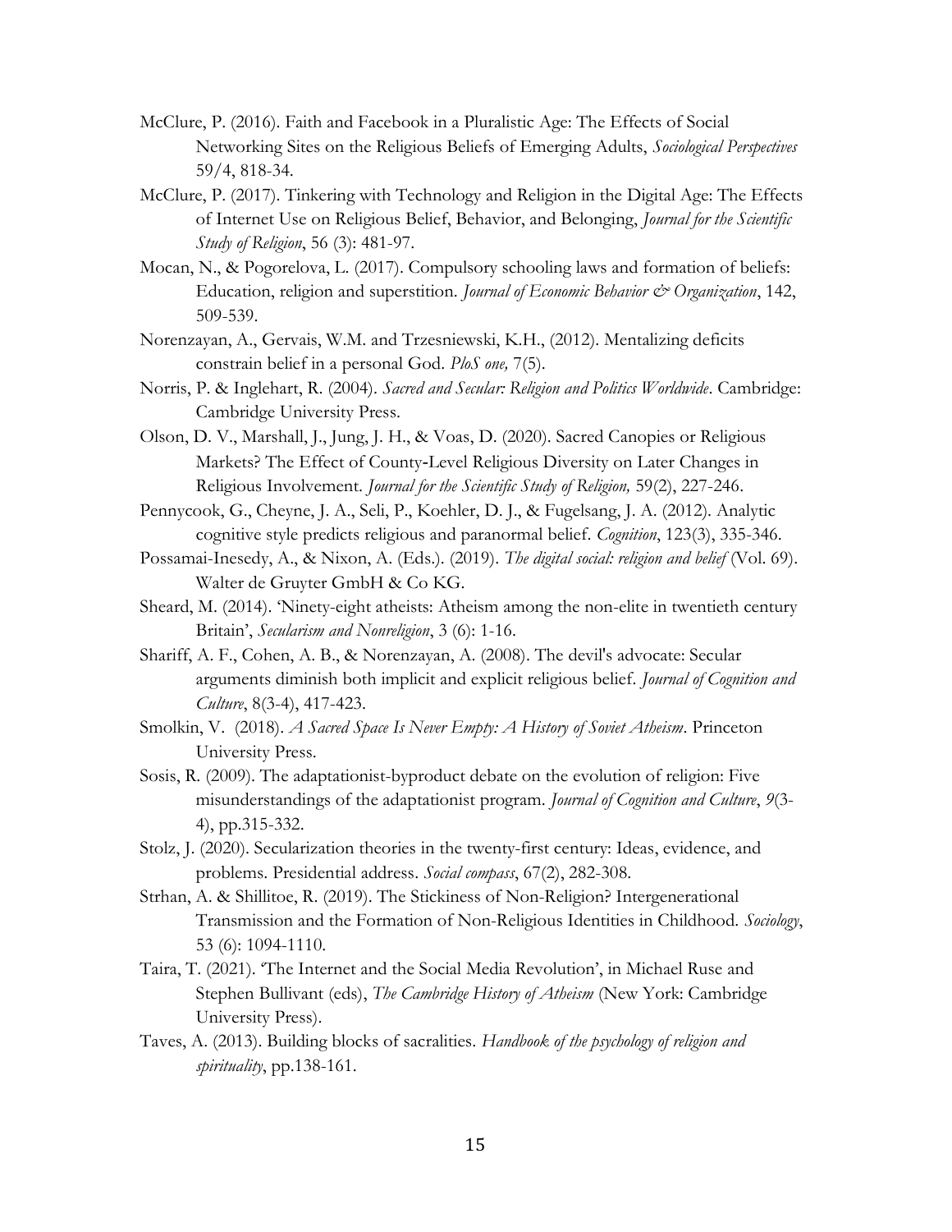McClure, P. (2016). Faith and Facebook in a Pluralistic Age: The Effects of Social Networking Sites on the Religious Beliefs of Emerging Adults, *Sociological Perspectives* 59/4, 818-34.

McClure, P. (2017). Tinkering with Technology and Religion in the Digital Age: The Effects of Internet Use on Religious Belief, Behavior, and Belonging, *Journal for the Scientific Study of Religion*, 56 (3): 481-97.

Mocan, N., & Pogorelova, L. (2017). Compulsory schooling laws and formation of beliefs: Education, religion and superstition. *Journal of Economic Behavior & Organization*, 142, 509-539.

Norenzayan, A., Gervais, W.M. and Trzesniewski, K.H., (2012). Mentalizing deficits constrain belief in a personal God. *PloS one,* 7(5).

Norris, P. & Inglehart, R. (2004). *Sacred and Secular: Religion and Politics Worldwide*. Cambridge: Cambridge University Press.

Olson, D. V., Marshall, J., Jung, J. H., & Voas, D. (2020). Sacred Canopies or Religious Markets? The Effect of County-Level Religious Diversity on Later Changes in Religious Involvement. *Journal for the Scientific Study of Religion,* 59(2), 227-246.

Pennycook, G., Cheyne, J. A., Seli, P., Koehler, D. J., & Fugelsang, J. A. (2012). Analytic cognitive style predicts religious and paranormal belief. *Cognition*, 123(3), 335-346.

Possamai-Inesedy, A., & Nixon, A. (Eds.). (2019). *The digital social: religion and belief* (Vol. 69). Walter de Gruyter GmbH & Co KG.

Sheard, M. (2014). 'Ninety-eight atheists: Atheism among the non-elite in twentieth century Britain', *Secularism and Nonreligion*, 3 (6): 1-16.

Shariff, A. F., Cohen, A. B., & Norenzayan, A. (2008). The devil's advocate: Secular arguments diminish both implicit and explicit religious belief. *Journal of Cognition and Culture*, 8(3-4), 417-423.

Smolkin, V. (2018). *A Sacred Space Is Never Empty: A History of Soviet Atheism*. Princeton University Press.

Sosis, R. (2009). The adaptationist-byproduct debate on the evolution of religion: Five misunderstandings of the adaptationist program. *Journal of Cognition and Culture*, *9*(3-4), pp.315-332.

Stolz, J. (2020). Secularization theories in the twenty-first century: Ideas, evidence, and problems. Presidential address. *Social compass*, 67(2), 282-308.

Strhan, A. & Shillitoe, R. (2019). The Stickiness of Non-Religion? Intergenerational Transmission and the Formation of Non-Religious Identities in Childhood. *Sociology*, 53 (6): 1094-1110.

Taira, T. (2021). 'The Internet and the Social Media Revolution', in Michael Ruse and Stephen Bullivant (eds), *The Cambridge History of Atheism* (New York: Cambridge University Press).

Taves, A. (2013). Building blocks of sacralities. *Handbook of the psychology of religion and spirituality*, pp.138-161.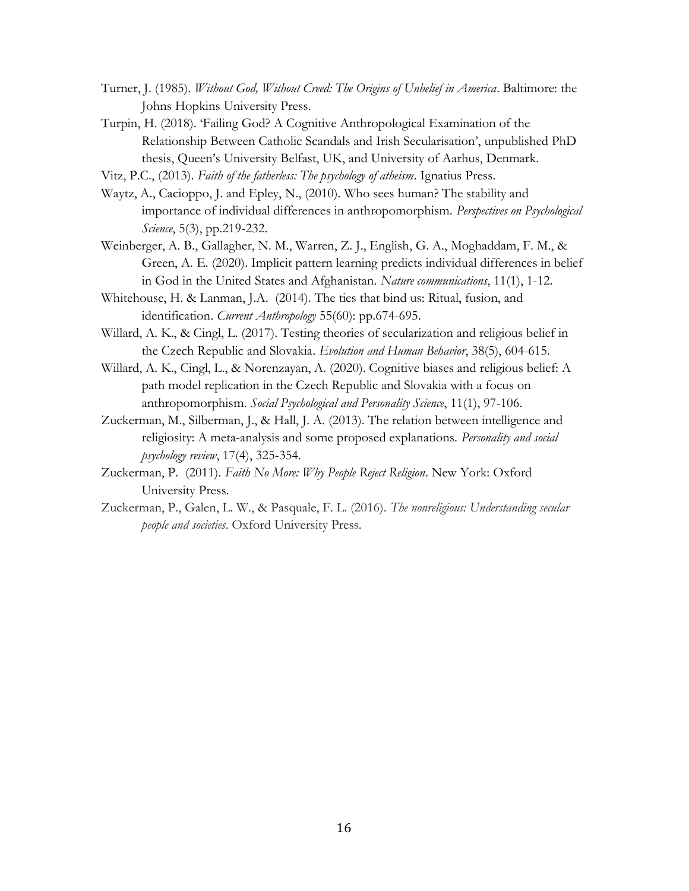Turner, J. (1985). *Without God, Without Creed: The Origins of Unbelief in America*. Baltimore: the Johns Hopkins University Press.

Turpin, H. (2018). 'Failing God? A Cognitive Anthropological Examination of the Relationship Between Catholic Scandals and Irish Secularisation', unpublished PhD thesis, Queen's University Belfast, UK, and University of Aarhus, Denmark.

Vitz, P.C., (2013). *Faith of the fatherless: The psychology of atheism*. Ignatius Press.

Waytz, A., Cacioppo, J. and Epley, N., (2010). Who sees human? The stability and importance of individual differences in anthropomorphism. *Perspectives on Psychological Science*, 5(3), pp.219-232.

Weinberger, A. B., Gallagher, N. M., Warren, Z. J., English, G. A., Moghaddam, F. M., & Green, A. E. (2020). Implicit pattern learning predicts individual differences in belief in God in the United States and Afghanistan. *Nature communications*, 11(1), 1-12.

Whitehouse, H. & Lanman, J.A. (2014). The ties that bind us: Ritual, fusion, and identification. *Current Anthropology* 55(60): pp.674-695.

Willard, A. K., & Cingl, L. (2017). Testing theories of secularization and religious belief in the Czech Republic and Slovakia. *Evolution and Human Behavior*, 38(5), 604-615.

Willard, A. K., Cingl, L., & Norenzayan, A. (2020). Cognitive biases and religious belief: A path model replication in the Czech Republic and Slovakia with a focus on anthropomorphism. *Social Psychological and Personality Science*, 11(1), 97-106.

Zuckerman, M., Silberman, J., & Hall, J. A. (2013). The relation between intelligence and religiosity: A meta-analysis and some proposed explanations. *Personality and social psychology review*, 17(4), 325-354.

Zuckerman, P. (2011). *Faith No More: Why People Reject Religion*. New York: Oxford University Press.

Zuckerman, P., Galen, L. W., & Pasquale, F. L. (2016). *The nonreligious: Understanding secular people and societies*. Oxford University Press.